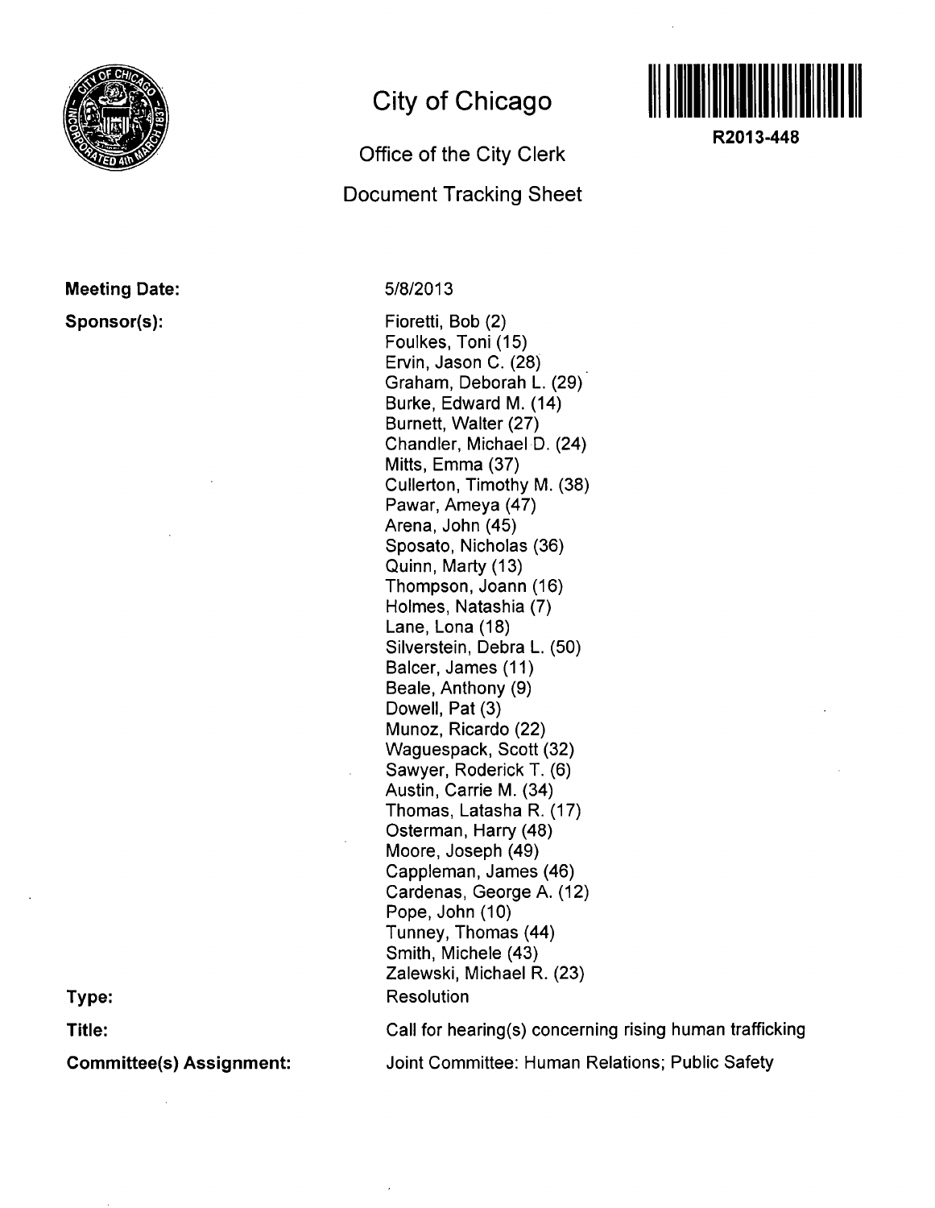# City of Chicago

## Office of the City Clerk

## Document Tracking Sheet

R2013-448

**Meeting Date:** 5/8/2013

**Sponsor(s):**

Fioretti, Bob (2)
Foulkes, Toni (15)
Ervin, Jason C. (28)
Graham, Deborah L. (29)
Burke, Edward M. (14)
Burnett, Walter (27)
Chandler, Michael D. (24)
Mitts, Emma (37)
Cullerton, Timothy M. (38)
Pawar, Ameya (47)
Arena, John (45)
Sposato, Nicholas (36)
Quinn, Marty (13)
Thompson, Joann (16)
Holmes, Natashia (7)
Lane, Lona (18)
Silverstein, Debra L. (50)
Balcer, James (11)
Beale, Anthony (9)
Dowell, Pat (3)
Munoz, Ricardo (22)
Waguespack, Scott (32)
Sawyer, Roderick T. (6)
Austin, Carrie M. (34)
Thomas, Latasha R. (17)
Osterman, Harry (48)
Moore, Joseph (49)
Cappleman, James (46)
Cardenas, George A. (12)
Pope, John (10)
Tunney, Thomas (44)
Smith, Michele (43)
Zalewski, Michael R. (23)

**Type:** Resolution

**Title:** Call for hearing(s) concerning rising human trafficking

**Committee(s) Assignment:** Joint Committee: Human Relations; Public Safety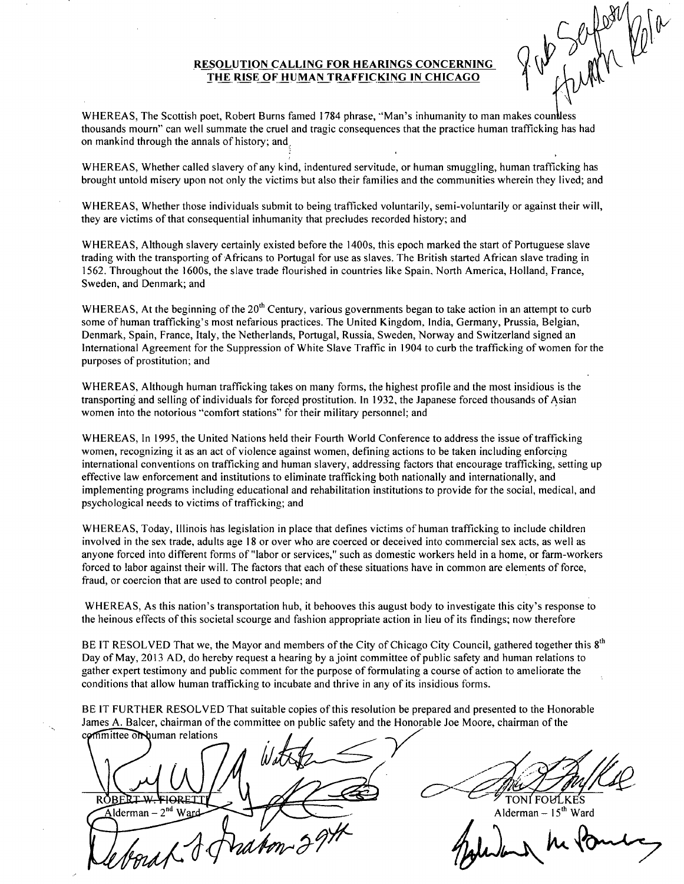**RESOLUTION CALLING FOR HEARINGS CONCERNING THE RISE OF HUMAN TRAFFICKING IN CHICAGO**

WHEREAS, The Scottish poet, Robert Burns famed 1784 phrase, "Man's inhumanity to man makes countless thousands mourn" can well summate the cruel and tragic consequences that the practice human trafficking has had on mankind through the annals of history; and

WHEREAS, Whether called slavery of any kind, indentured servitude, or human smuggling, human trafficking has brought untold misery upon not only the victims but also their families and the communities wherein they lived; and

WHEREAS, Whether those individuals submit to being trafficked voluntarily, semi-voluntarily or against their will, they are victims of that consequential inhumanity that precludes recorded history; and

WHEREAS, Although slavery certainly existed before the 1400s, this epoch marked the start of Portuguese slave trading with the transporting of Africans to Portugal for use as slaves. The British started African slave trading in 1562. Throughout the 1600s, the slave trade flourished in countries like Spain, North America, Holland, France, Sweden, and Denmark; and

WHEREAS, At the beginning of the 20th Century, various governments began to take action in an attempt to curb some of human trafficking's most nefarious practices. The United Kingdom, India, Germany, Prussia, Belgian, Denmark, Spain, France, Italy, the Netherlands, Portugal, Russia, Sweden, Norway and Switzerland signed an International Agreement for the Suppression of White Slave Traffic in 1904 to curb the trafficking of women for the purposes of prostitution; and

WHEREAS, Although human trafficking takes on many forms, the highest profile and the most insidious is the transporting and selling of individuals for forced prostitution. In 1932, the Japanese forced thousands of Asian women into the notorious "comfort stations" for their military personnel; and

WHEREAS, In 1995, the United Nations held their Fourth World Conference to address the issue of trafficking women, recognizing it as an act of violence against women, defining actions to be taken including enforcing international conventions on trafficking and human slavery, addressing factors that encourage trafficking, setting up effective law enforcement and institutions to eliminate trafficking both nationally and internationally, and implementing programs including educational and rehabilitation institutions to provide for the social, medical, and psychological needs to victims of trafficking; and

WHEREAS, Today, Illinois has legislation in place that defines victims of human trafficking to include children involved in the sex trade, adults age 18 or over who are coerced or deceived into commercial sex acts, as well as anyone forced into different forms of "labor or services," such as domestic workers held in a home, or farm-workers forced to labor against their will. The factors that each of these situations have in common are elements of force, fraud, or coercion that are used to control people; and

WHEREAS, As this nation's transportation hub, it behooves this august body to investigate this city's response to the heinous effects of this societal scourge and fashion appropriate action in lieu of its findings; now therefore

BE IT RESOLVED That we, the Mayor and members of the City of Chicago City Council, gathered together this 8th Day of May, 2013 AD, do hereby request a hearing by a joint committee of public safety and human relations to gather expert testimony and public comment for the purpose of formulating a course of action to ameliorate the conditions that allow human trafficking to incubate and thrive in any of its insidious forms.

BE IT FURTHER RESOLVED That suitable copies of this resolution be prepared and presented to the Honorable James A. Balcer, chairman of the committee on public safety and the Honorable Joe Moore, chairman of the committee on human relations

ROBERT W. FIORETTI
Alderman – 2nd Ward

TONI FOULKES
Alderman – 15th Ward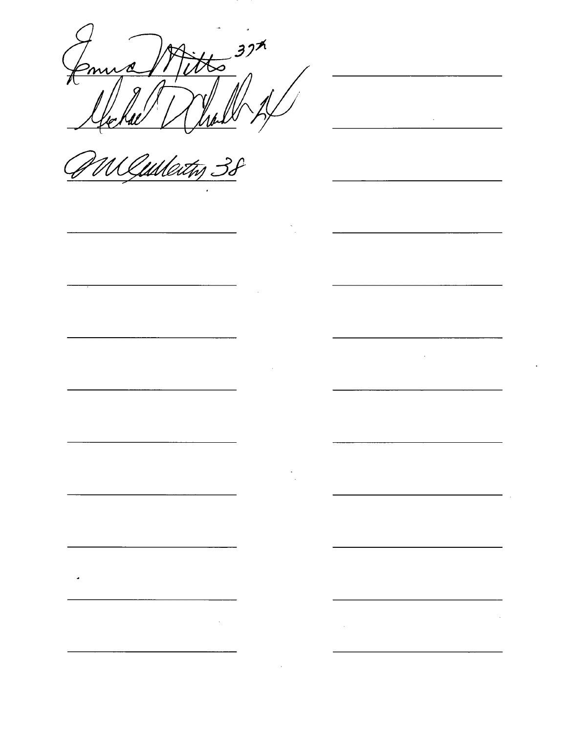Emma Mitts 37th

Michael D Chandler 24

J M Cullerton 38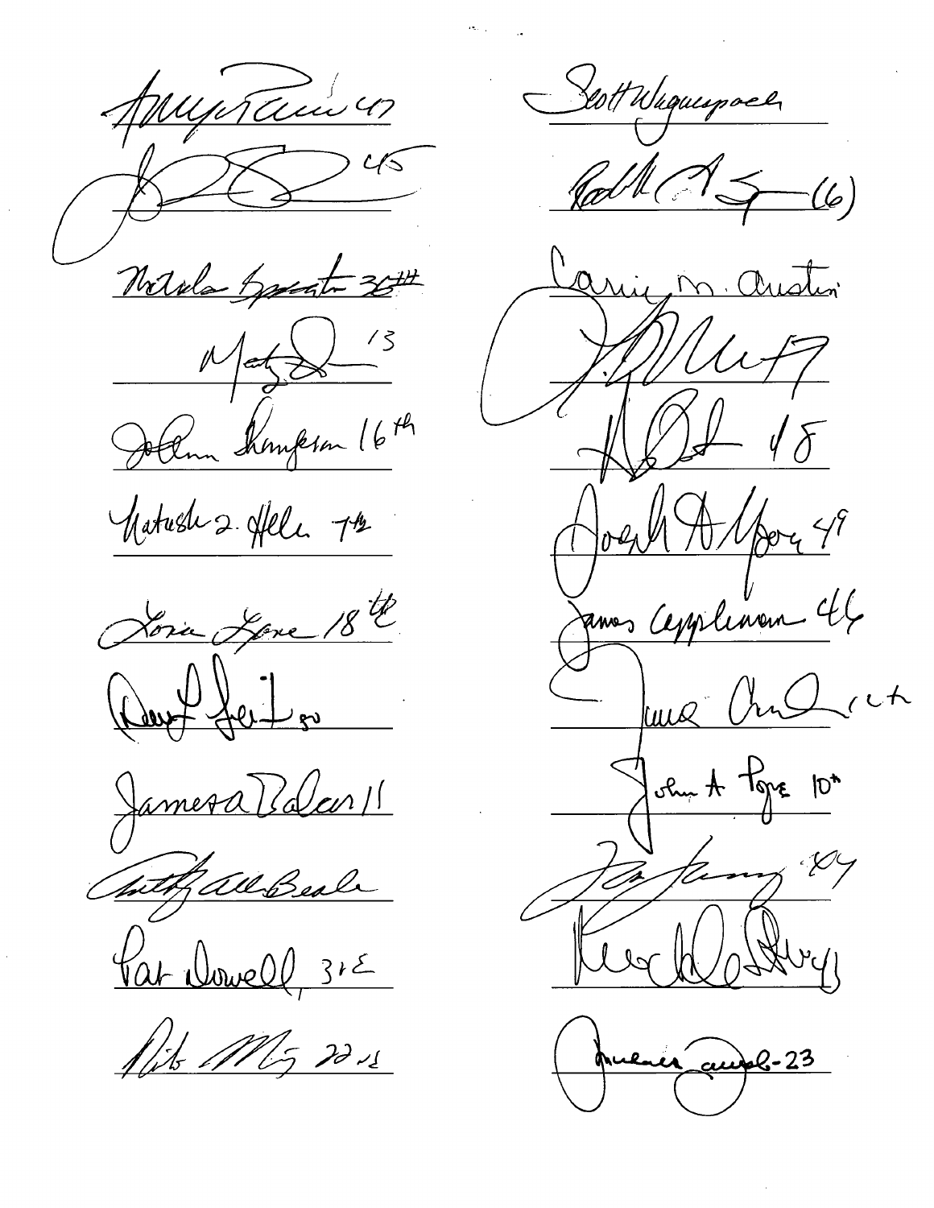Amy Pacini 47

45

Natalie Spector 36th

13

JoAnn Thompson 16th

Natasha L. Holmes 7th

Lorie Lane 18th

50

James A. Balcer 11

Anthony A. Beale

Pat Dowell, 3rd

22nd

Scott Waguespack

(6)

Carrie M. Austin

48

Joseph A. Moore 49

James Cappleman 46

1st

John A. Pope 10th

04

43

23